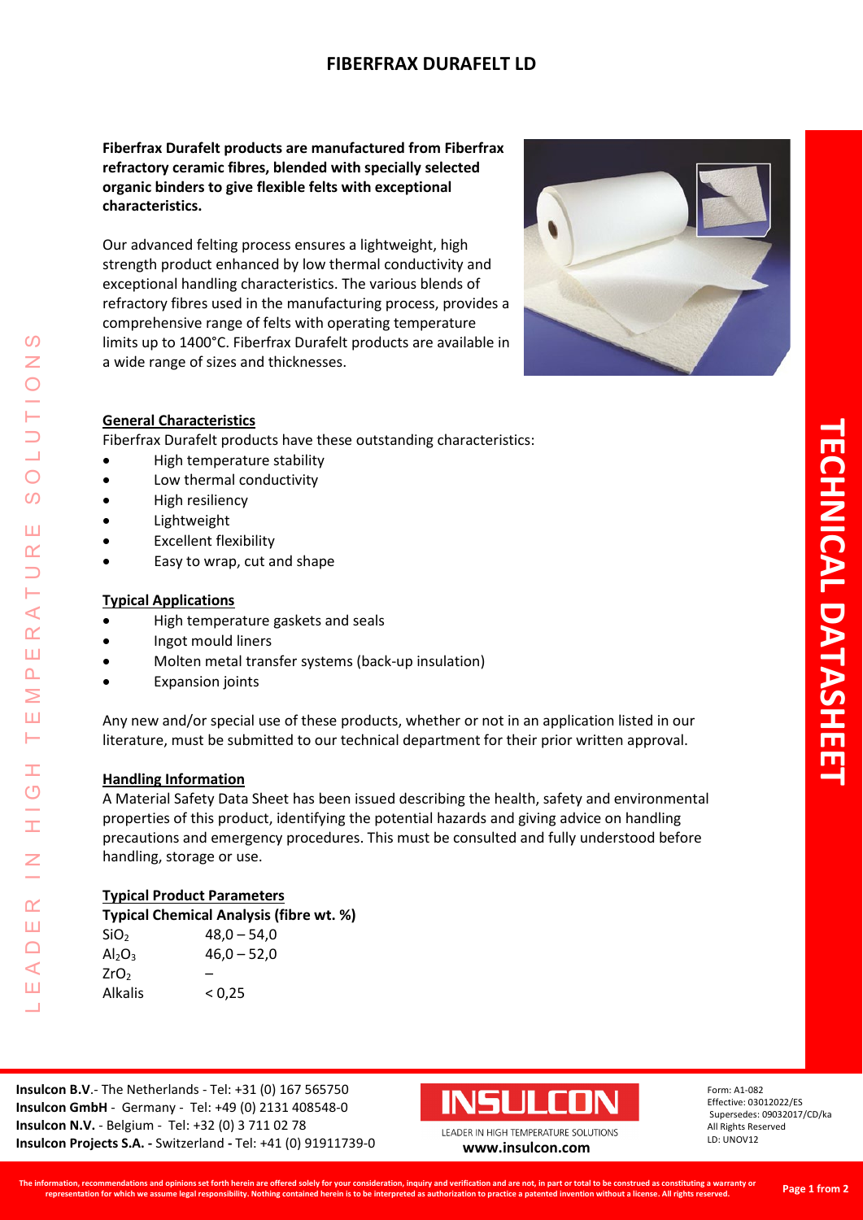# FIBERFRAX DURAFELT LD

**Fiberfrax Durafelt products are manufactured from Fiberfrax refractory ceramic fibres, blended with specially selected organic binders to give flexible felts with exceptional characteristics.**

Our advanced felting process ensures a lightweight, high strength product enhanced by low thermal conductivity and exceptional handling characteristics. The various blends of refractory fibres used in the manufacturing process, provides a comprehensive range of felts with operating temperature limits up to 1400°C. Fiberfrax Durafelt products are available in a wide range of sizes and thicknesses.

## General Characteristics

Fiberfrax Durafelt products have these outstanding characteristics:

- High temperature stability
- Low thermal conductivity
- High resiliency
- Lightweight
- Excellent flexibility
- Easy to wrap, cut and shape

## Typical Applications

- High temperature gaskets and seals
- Ingot mould liners
- Molten metal transfer systems (back-up insulation)
- Expansion joints

Any new and/or special use of these products, whether or not in an application listed in our literature, must be submitted to our technical department for their prior written approval.

## Handling Information

A Material Safety Data Sheet has been issued describing the health, safety and environmental properties of this product, identifying the potential hazards and giving advice on handling precautions and emergency procedures. This must be consulted and fully understood before handling, storage or use.

## Typical Product Parameters

**Typical Chemical Analysis (fibre wt. %)**

| | |
|---|---|
| $SiO_2$ | 48,0 – 54,0 |
| $Al_2O_3$ | 46,0 – 52,0 |
| $ZrO_2$ | – |
| Alkalis | < 0,25 |

**Insulcon B.V**.- The Netherlands - Tel: +31 (0) 167 565750
**Insulcon GmbH** - Germany - Tel: +49 (0) 2131 408548-0
**Insulcon N.V.** - Belgium - Tel: +32 (0) 3 711 02 78
**Insulcon Projects S.A. -** Switzerland **-** Tel: +41 (0) 91911739-0

INSULCON
LEADER IN HIGH TEMPERATURE SOLUTIONS
**www.insulcon.com**

Form: A1-082
Effective: 03012022/ES
Supersedes: 09032017/CD/ka
All Rights Reserved
LD: UNOV12

**The information, recommendations and opinions set forth herein are offered solely for your consideration, inquiry and verification and are not, in part or total to be construed as constituting a warranty or representation for which we assume legal responsibility. Nothing contained herein is to be interpreted as authorization to practice a patented invention without a license. All rights reserved.**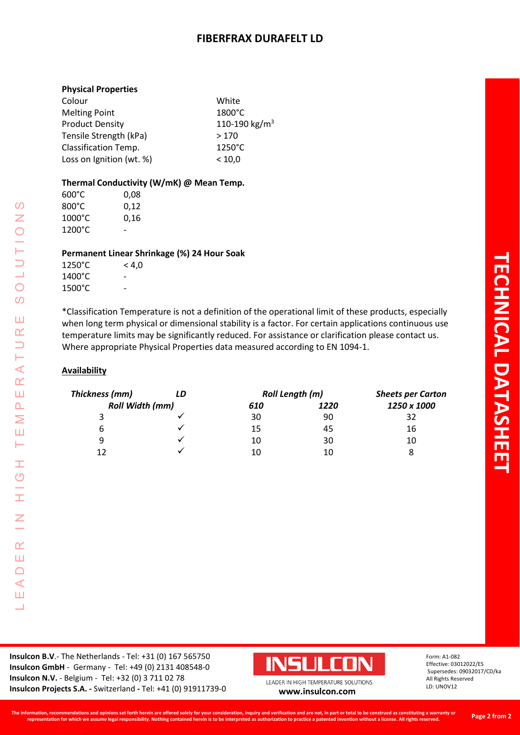# FIBERFRAX DURAFELT LD

**Physical Properties**

| | |
|---|---|
| Colour | White |
| Melting Point | 1800°C |
| Product Density | 110-190 kg/m$^3$ |
| Tensile Strength (kPa) | > 170 |
| Classification Temp. | 1250°C |
| Loss on Ignition (wt. %) | < 10,0 |

**Thermal Conductivity (W/mK) @ Mean Temp.**

| | |
|---|---|
| 600°C | 0,08 |
| 800°C | 0,12 |
| 1000°C | 0,16 |
| 1200°C | - |

**Permanent Linear Shrinkage (%) 24 Hour Soak**

| | |
|---|---|
| 1250°C | < 4,0 |
| 1400°C | - |
| 1500°C | - |

*Classification Temperature is not a definition of the operational limit of these products, especially when long term physical or dimensional stability is a factor. For certain applications continuous use temperature limits may be significantly reduced. For assistance or clarification please contact us. Where appropriate Physical Properties data measured according to EN 1094-1.

**Availability**

| *Thickness (mm)* | *LD* | *Roll Length (m)* | | *Sheets per Carton* |
|---|---|---|---|---|
| *Roll Width (mm)* | | *610* | *1220* | *1250 x 1000* |
| 3 | ✓ | 30 | 90 | 32 |
| 6 | ✓ | 15 | 45 | 16 |
| 9 | ✓ | 10 | 30 | 10 |
| 12 | ✓ | 10 | 10 | 8 |

**Insulcon B.V**.- The Netherlands - Tel: +31 (0) 167 565750
**Insulcon GmbH** - Germany - Tel: +49 (0) 2131 408548-0
**Insulcon N.V.** - Belgium - Tel: +32 (0) 3 711 02 78
**Insulcon Projects S.A. -** Switzerland **-** Tel: +41 (0) 91911739-0

INSULCON
LEADER IN HIGH TEMPERATURE SOLUTIONS
**www.insulcon.com**

Form: A1-082
Effective: 03012022/ES
Supersedes: 09032017/CD/ka
All Rights Reserved
LD: UNOV12

**The information, recommendations and opinions set forth herein are offered solely for your consideration, inquiry and verification and are not, in part or total to be construed as constituting a warranty or representation for which we assume legal responsibility. Nothing contained herein is to be interpreted as authorization to practice a patented invention without a license. All rights reserved.**